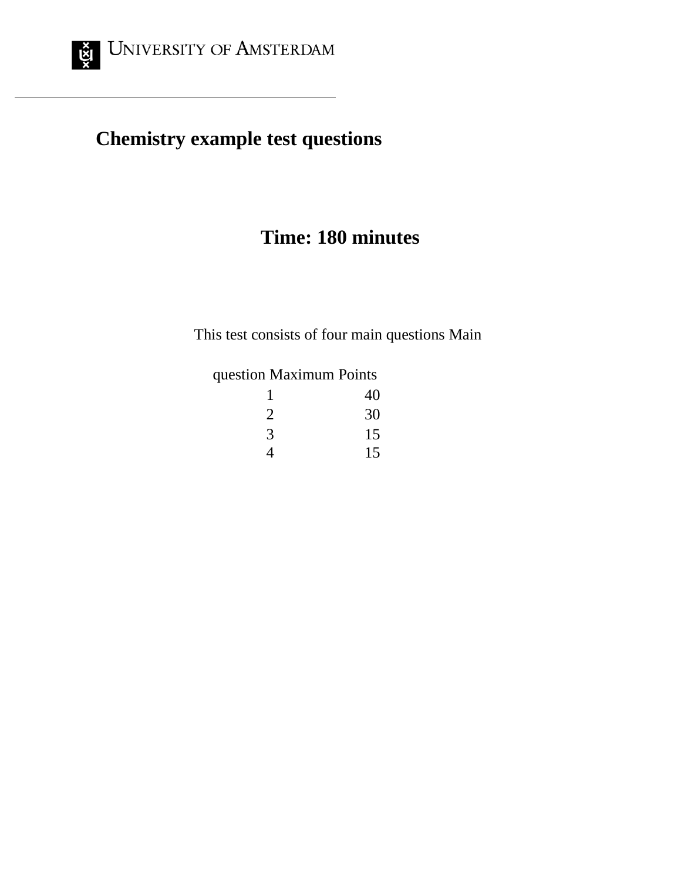UNIVERSITY OF AMSTERDAM

# Chemistry example test questions

## Time: 180 minutes

This test consists of four main questions

| Main question | Maximum Points |
|---|---|
| 1 | 40 |
| 2 | 30 |
| 3 | 15 |
| 4 | 15 |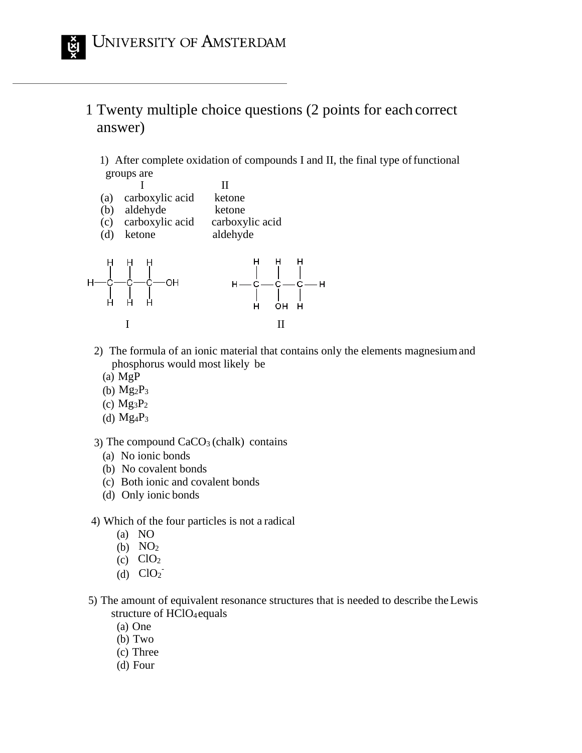# 1 Twenty multiple choice questions (2 points for each correct answer)

1) After complete oxidation of compounds I and II, the final type of functional groups are

| | I | II |
|---|---|---|
| (a) | carboxylic acid | ketone |
| (b) | aldehyde | ketone |
| (c) | carboxylic acid | carboxylic acid |
| (d) | ketone | aldehyde |

```
    H   H   H                H   H   H
    |   |   |                |   |   |
H — C — C — C — OH       H — C — C — C — H
    |   |   |                |   |   |
    H   H   H                H   OH  H

        I                        II
```

2) The formula of an ionic material that contains only the elements magnesium and phosphorus would most likely be

(a) MgP
(b) $Mg_2P_3$
(c) $Mg_3P_2$
(d) $Mg_4P_3$

3) The compound $CaCO_3$ (chalk) contains

(a) No ionic bonds
(b) No covalent bonds
(c) Both ionic and covalent bonds
(d) Only ionic bonds

4) Which of the four particles is not a radical

(a) NO
(b) $NO_2$
(c) $ClO_2$
(d) $ClO_2^-$

5) The amount of equivalent resonance structures that is needed to describe the Lewis structure of $HClO_4$ equals

(a) One
(b) Two
(c) Three
(d) Four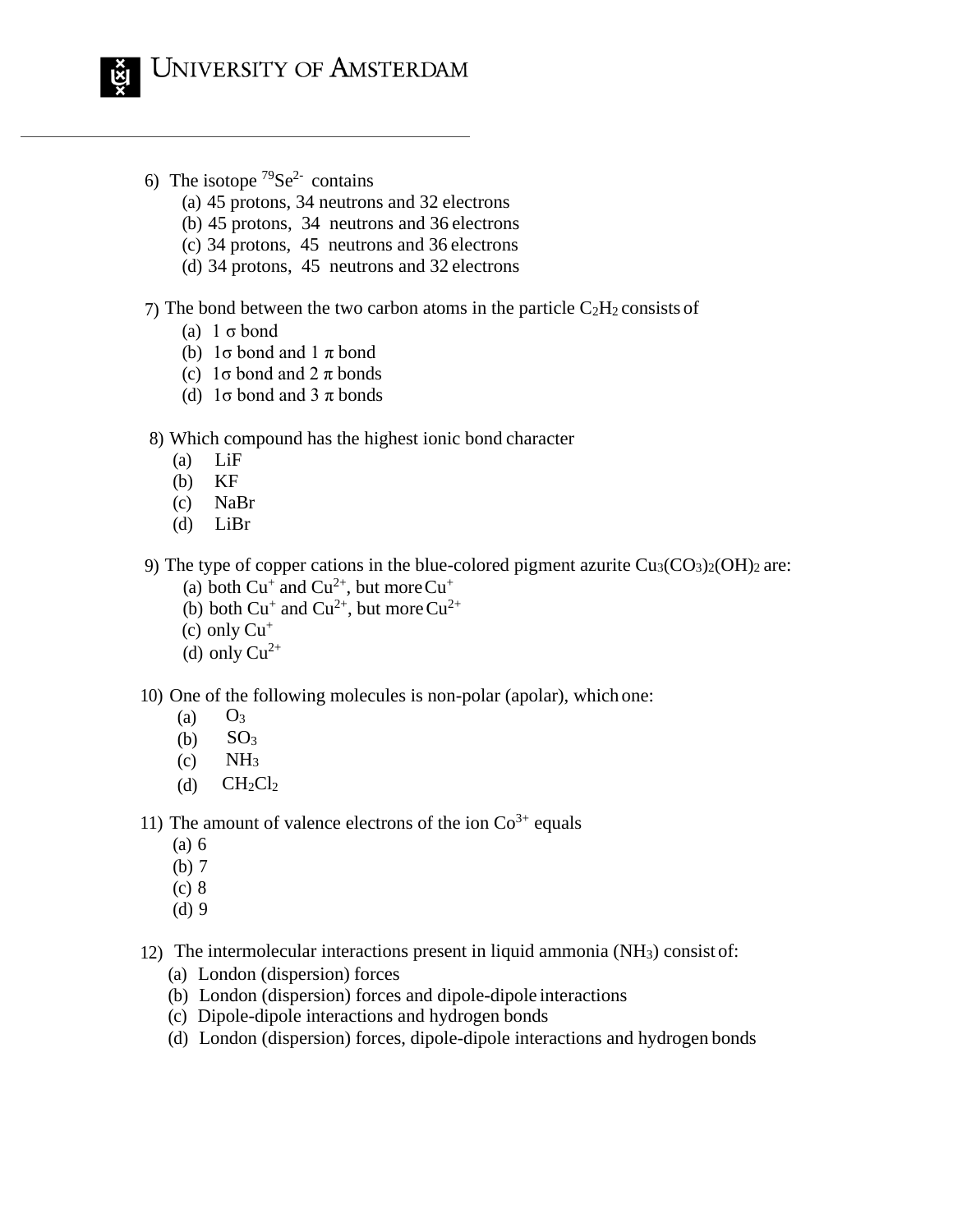6) The isotope $^{79}Se^{2-}$ contains

(a) 45 protons, 34 neutrons and 32 electrons
(b) 45 protons, 34 neutrons and 36 electrons
(c) 34 protons, 45 neutrons and 36 electrons
(d) 34 protons, 45 neutrons and 32 electrons

7) The bond between the two carbon atoms in the particle $C_2H_2$ consists of

(a) 1 $\sigma$ bond
(b) 1$\sigma$ bond and 1 $\pi$ bond
(c) 1$\sigma$ bond and 2 $\pi$ bonds
(d) 1$\sigma$ bond and 3 $\pi$ bonds

8) Which compound has the highest ionic bond character

(a) LiF
(b) KF
(c) NaBr
(d) LiBr

9) The type of copper cations in the blue-colored pigment azurite $Cu_3(CO_3)_2(OH)_2$ are:

(a) both $Cu^+$ and $Cu^{2+}$, but more $Cu^+$
(b) both $Cu^+$ and $Cu^{2+}$, but more $Cu^{2+}$
(c) only $Cu^+$
(d) only $Cu^{2+}$

10) One of the following molecules is non-polar (apolar), which one:

(a) $O_3$
(b) $SO_3$
(c) $NH_3$
(d) $CH_2Cl_2$

11) The amount of valence electrons of the ion $Co^{3+}$ equals

(a) 6
(b) 7
(c) 8
(d) 9

12) The intermolecular interactions present in liquid ammonia ($NH_3$) consist of:

(a) London (dispersion) forces
(b) London (dispersion) forces and dipole-dipole interactions
(c) Dipole-dipole interactions and hydrogen bonds
(d) London (dispersion) forces, dipole-dipole interactions and hydrogen bonds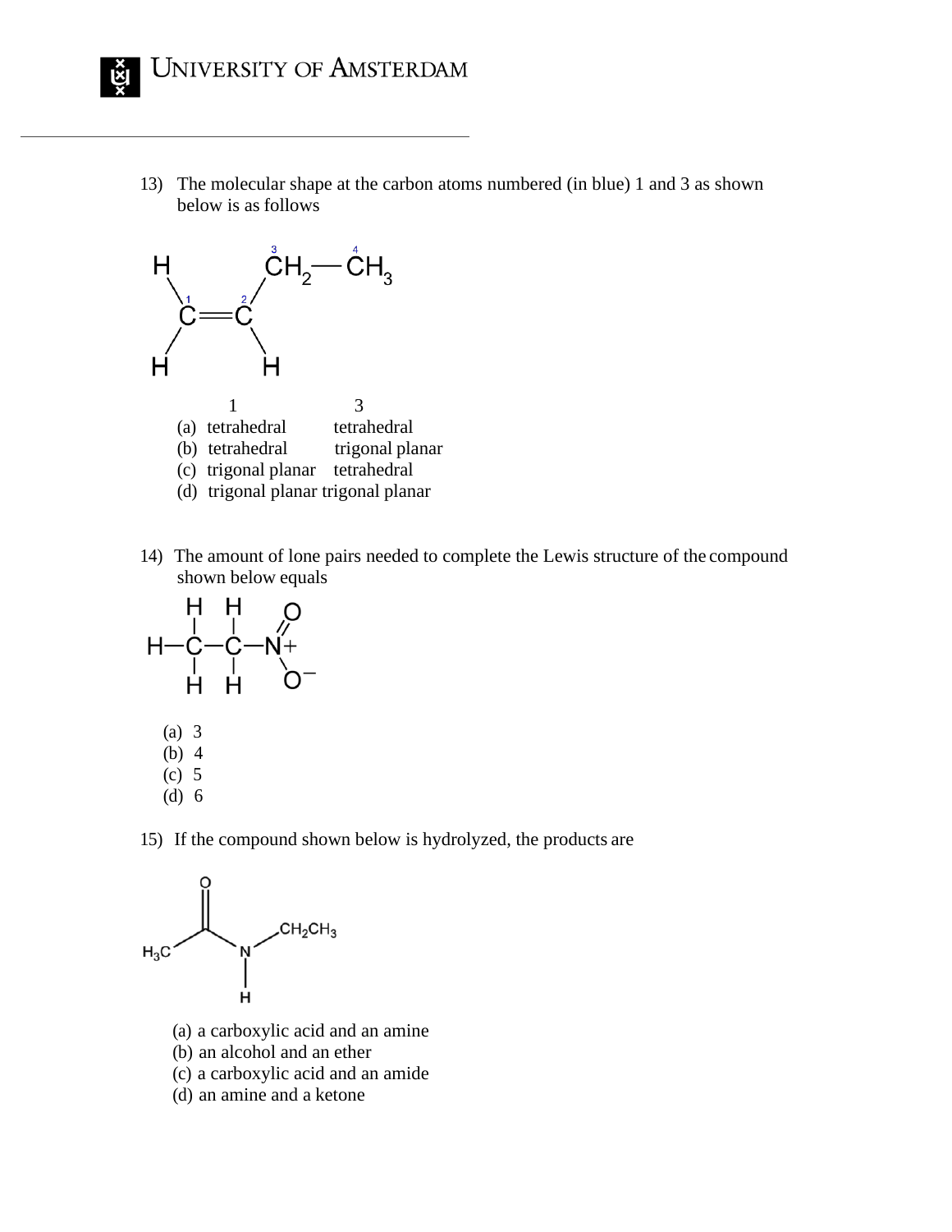13) The molecular shape at the carbon atoms numbered (in blue) 1 and 3 as shown below is as follows

| | 1 | 3 |
|---|---|---|
| (a) | tetrahedral | tetrahedral |
| (b) | tetrahedral | trigonal planar |
| (c) | trigonal planar | tetrahedral |
| (d) | trigonal planar | trigonal planar |

14) The amount of lone pairs needed to complete the Lewis structure of the compound shown below equals

(a) 3
(b) 4
(c) 5
(d) 6

15) If the compound shown below is hydrolyzed, the products are

(a) a carboxylic acid and an amine
(b) an alcohol and an ether
(c) a carboxylic acid and an amide
(d) an amine and a ketone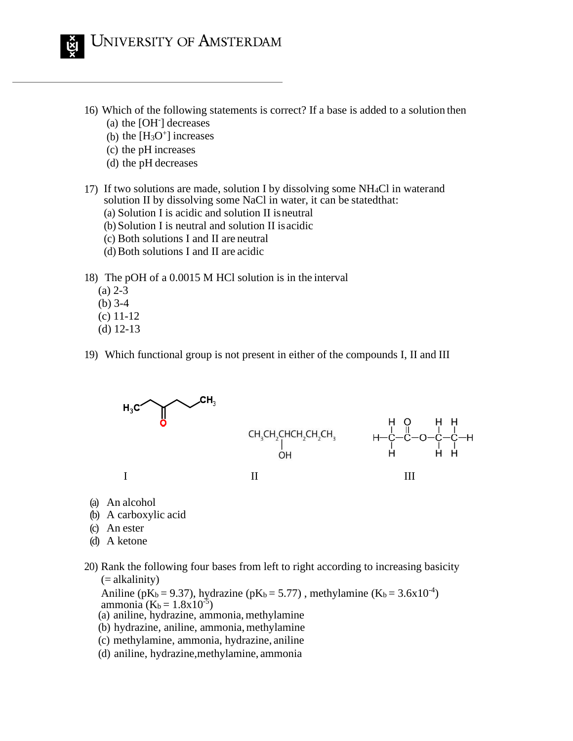16) Which of the following statements is correct? If a base is added to a solution then

(a) the $[OH^-]$ decreases
(b) the $[H_3O^+]$ increases
(c) the pH increases
(d) the pH decreases

17) If two solutions are made, solution I by dissolving some $NH_4Cl$ in water and solution II by dissolving some NaCl in water, it can be stated that:

(a) Solution I is acidic and solution II is neutral
(b) Solution I is neutral and solution II is acidic
(c) Both solutions I and II are neutral
(d) Both solutions I and II are acidic

18) The pOH of a 0.0015 M HCl solution is in the interval

(a) 2-3
(b) 3-4
(c) 11-12
(d) 12-13

19) Which functional group is not present in either of the compounds I, II and III

I: $H_3C$–$CH_2$–C(=O)–$CH_2$–$CH_2$–$CH_3$

II: $CH_3CH_2CHCH_2CH_2CH_3$ (with OH on the third carbon)

III: H–C(H)(H)–C(=O)–O–C(H)(H)–C(H)(H)–H

(a) An alcohol
(b) A carboxylic acid
(c) An ester
(d) A ketone

20) Rank the following four bases from left to right according to increasing basicity (= alkalinity)

Aniline ($pK_b = 9.37$), hydrazine ($pK_b = 5.77$) , methylamine ($K_b = 3.6 \times 10^{-4}$) ammonia ($K_b = 1.8 \times 10^{-5}$)

(a) aniline, hydrazine, ammonia, methylamine
(b) hydrazine, aniline, ammonia, methylamine
(c) methylamine, ammonia, hydrazine, aniline
(d) aniline, hydrazine, methylamine, ammonia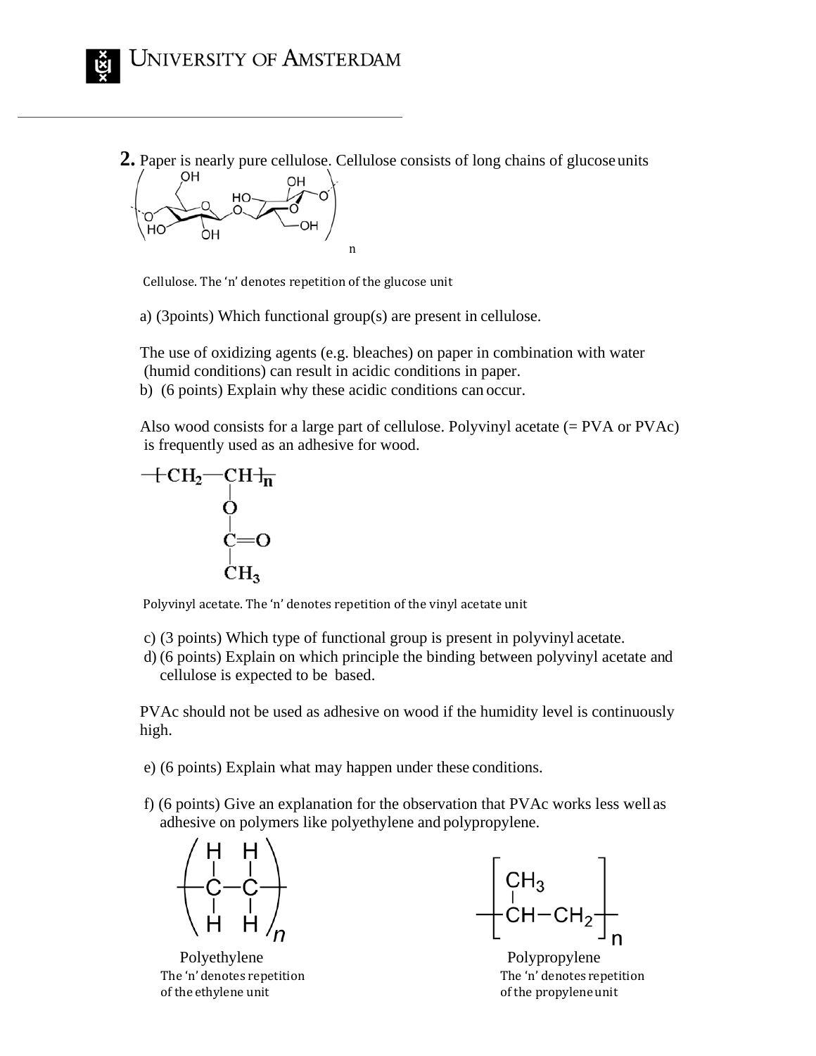**2.** Paper is nearly pure cellulose. Cellulose consists of long chains of glucose units

Cellulose. The 'n' denotes repetition of the glucose unit

a) (3points) Which functional group(s) are present in cellulose.

The use of oxidizing agents (e.g. bleaches) on paper in combination with water (humid conditions) can result in acidic conditions in paper.

b) (6 points) Explain why these acidic conditions can occur.

Also wood consists for a large part of cellulose. Polyvinyl acetate (= PVA or PVAc) is frequently used as an adhesive for wood.

Polyvinyl acetate. The 'n' denotes repetition of the vinyl acetate unit

c) (3 points) Which type of functional group is present in polyvinyl acetate.

d) (6 points) Explain on which principle the binding between polyvinyl acetate and cellulose is expected to be based.

PVAc should not be used as adhesive on wood if the humidity level is continuously high.

e) (6 points) Explain what may happen under these conditions.

f) (6 points) Give an explanation for the observation that PVAc works less well as adhesive on polymers like polyethylene and polypropylene.

Polyethylene
The 'n' denotes repetition of the ethylene unit

Polypropylene
The 'n' denotes repetition of the propylene unit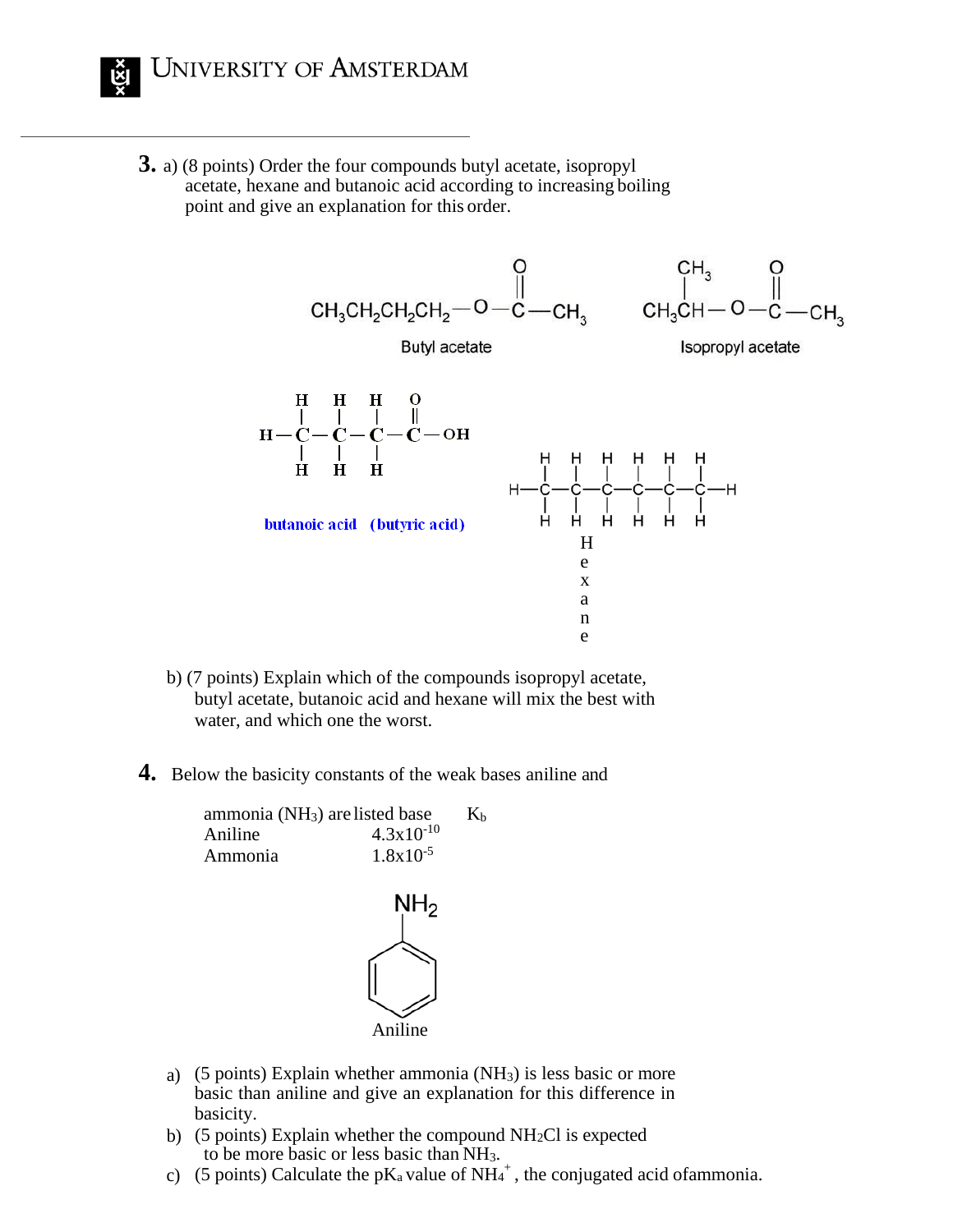**3.** a) (8 points) Order the four compounds butyl acetate, isopropyl acetate, hexane and butanoic acid according to increasing boiling point and give an explanation for this order.

Butyl acetate

Isopropyl acetate

butanoic acid (butyric acid)

Hexane

b) (7 points) Explain which of the compounds isopropyl acetate, butyl acetate, butanoic acid and hexane will mix the best with water, and which one the worst.

**4.** Below the basicity constants of the weak bases aniline and ammonia ($NH_3$) are listed

| base | $K_b$ |
|---|---|
| Aniline | $4.3 \times 10^{-10}$ |
| Ammonia | $1.8 \times 10^{-5}$ |

Aniline

a) (5 points) Explain whether ammonia ($NH_3$) is less basic or more basic than aniline and give an explanation for this difference in basicity.

b) (5 points) Explain whether the compound $NH_2Cl$ is expected to be more basic or less basic than $NH_3$.

c) (5 points) Calculate the $pK_a$ value of $NH_4^+$, the conjugated acid of ammonia.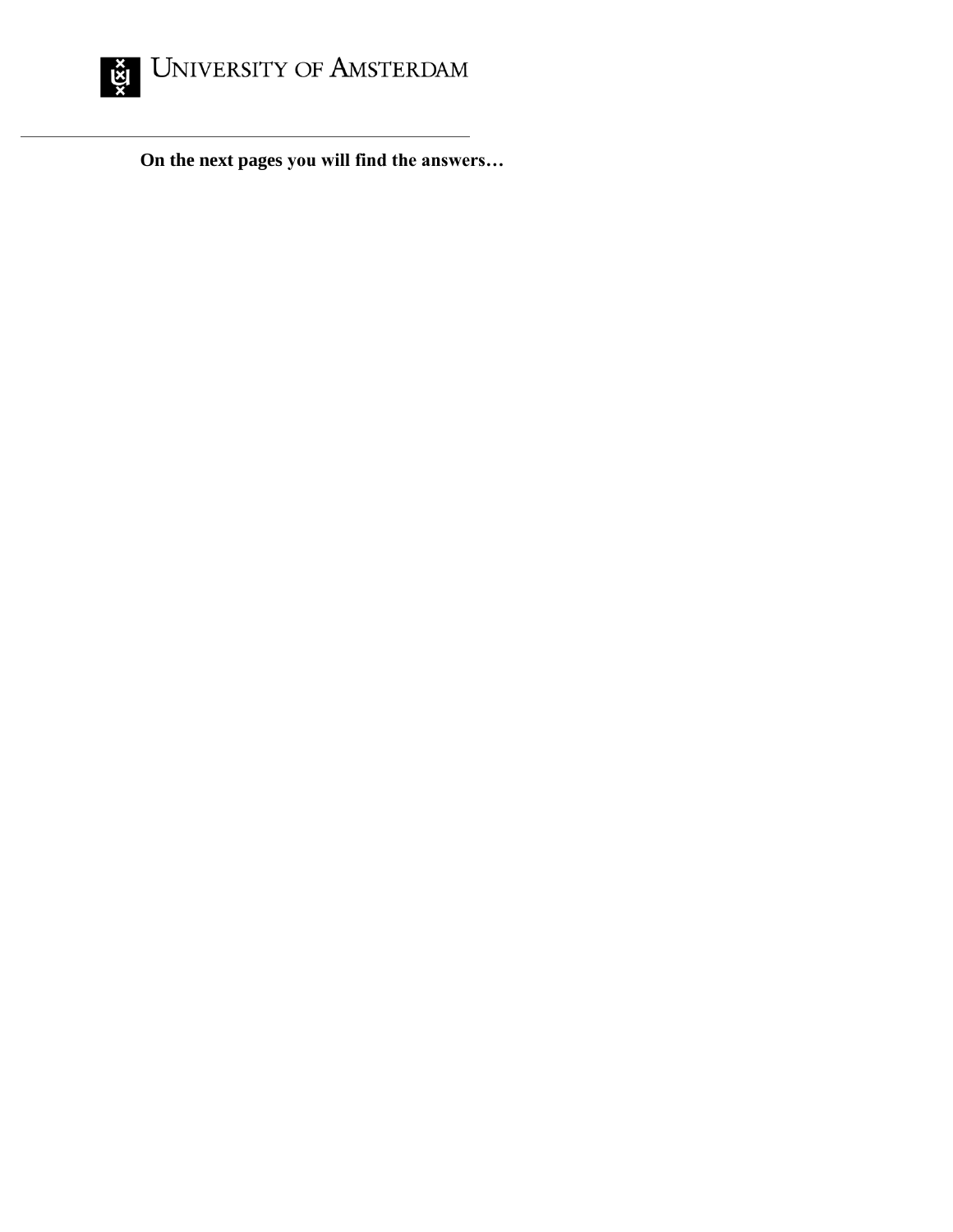**On the next pages you will find the answers…**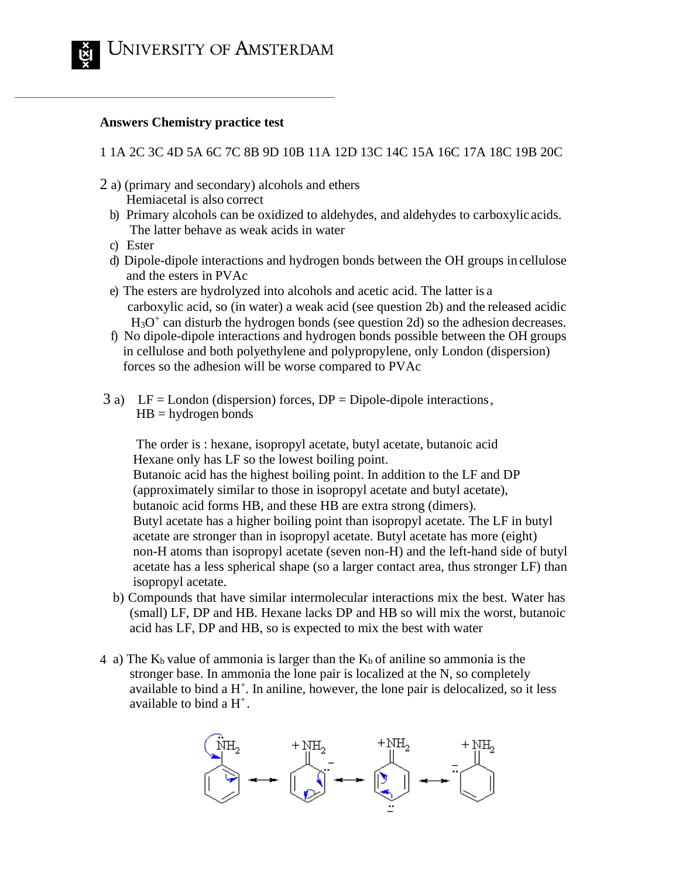**Answers Chemistry practice test**

1 1A 2C 3C 4D 5A 6C 7C 8B 9D 10B 11A 12D 13C 14C 15A 16C 17A 18C 19B 20C

2 a) (primary and secondary) alcohols and ethers
   Hemiacetal is also correct

b) Primary alcohols can be oxidized to aldehydes, and aldehydes to carboxylic acids. The latter behave as weak acids in water

c) Ester

d) Dipole-dipole interactions and hydrogen bonds between the OH groups in cellulose and the esters in PVAc

e) The esters are hydrolyzed into alcohols and acetic acid. The latter is a carboxylic acid, so (in water) a weak acid (see question 2b) and the released acidic $H_3O^+$ can disturb the hydrogen bonds (see question 2d) so the adhesion decreases.

f) No dipole-dipole interactions and hydrogen bonds possible between the OH groups in cellulose and both polyethylene and polypropylene, only London (dispersion) forces so the adhesion will be worse compared to PVAc

3 a) LF = London (dispersion) forces, DP = Dipole-dipole interactions, HB = hydrogen bonds

The order is : hexane, isopropyl acetate, butyl acetate, butanoic acid
Hexane only has LF so the lowest boiling point.
Butanoic acid has the highest boiling point. In addition to the LF and DP (approximately similar to those in isopropyl acetate and butyl acetate), butanoic acid forms HB, and these HB are extra strong (dimers).
Butyl acetate has a higher boiling point than isopropyl acetate. The LF in butyl acetate are stronger than in isopropyl acetate. Butyl acetate has more (eight) non-H atoms than isopropyl acetate (seven non-H) and the left-hand side of butyl acetate has a less spherical shape (so a larger contact area, thus stronger LF) than isopropyl acetate.

b) Compounds that have similar intermolecular interactions mix the best. Water has (small) LF, DP and HB. Hexane lacks DP and HB so will mix the worst, butanoic acid has LF, DP and HB, so is expected to mix the best with water

4 a) The $K_b$ value of ammonia is larger than the $K_b$ of aniline so ammonia is the stronger base. In ammonia the lone pair is localized at the N, so completely available to bind a $H^+$. In aniline, however, the lone pair is delocalized, so it less available to bind a $H^+$.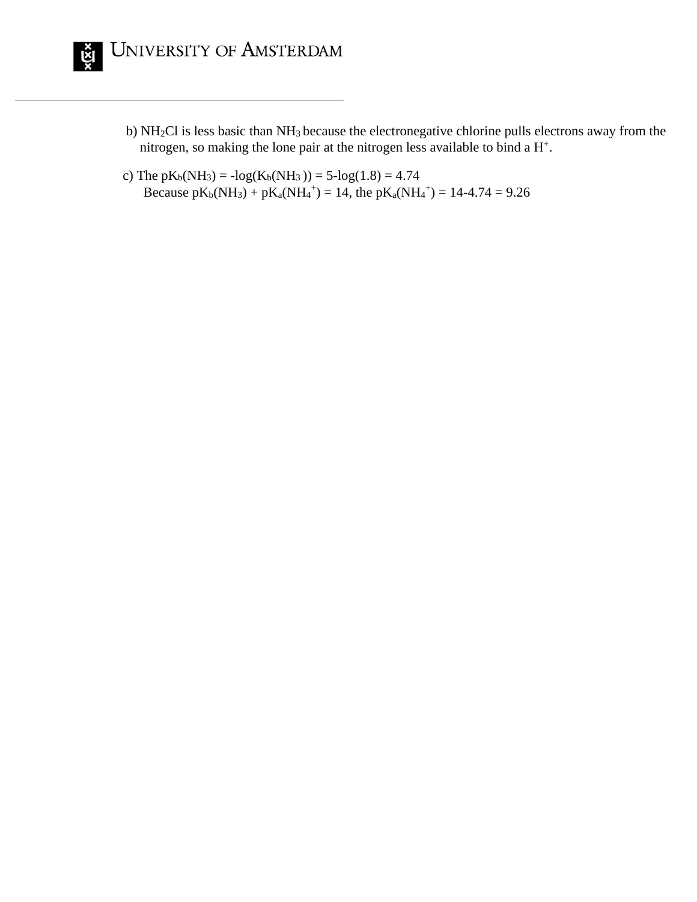b) $NH_2Cl$ is less basic than $NH_3$ because the electronegative chlorine pulls electrons away from the nitrogen, so making the lone pair at the nitrogen less available to bind a $H^+$.

c) The $pK_b(NH_3) = -\log(K_b(NH_3)) = 5-\log(1.8) = 4.74$
Because $pK_b(NH_3) + pK_a(NH_4^+) = 14$, the $pK_a(NH_4^+) = 14-4.74 = 9.26$